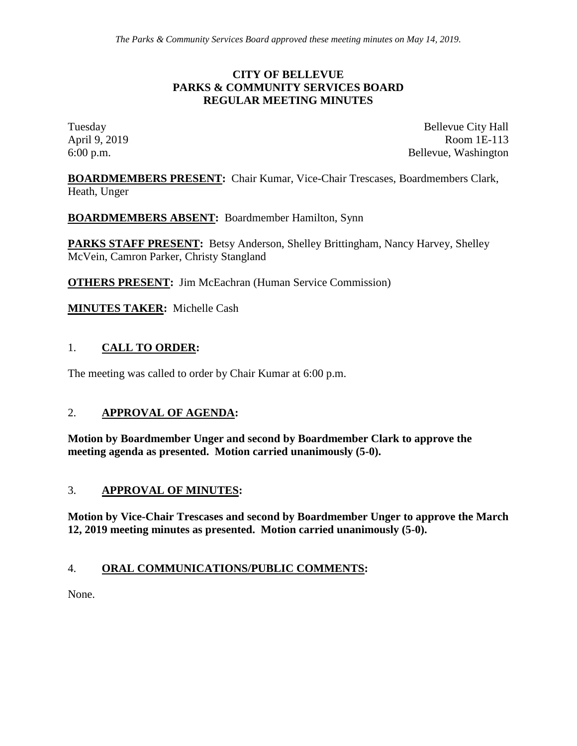*The Parks & Community Services Board approved these meeting minutes on May 14, 2019.*

**CITY OF BELLEVUE**
**PARKS & COMMUNITY SERVICES BOARD**
**REGULAR MEETING MINUTES**

Tuesday
April 9, 2019
6:00 p.m.

Bellevue City Hall
Room 1E-113
Bellevue, Washington

**BOARDMEMBERS PRESENT:** Chair Kumar, Vice-Chair Trescases, Boardmembers Clark, Heath, Unger

**BOARDMEMBERS ABSENT:** Boardmember Hamilton, Synn

**PARKS STAFF PRESENT:** Betsy Anderson, Shelley Brittingham, Nancy Harvey, Shelley McVein, Camron Parker, Christy Stangland

**OTHERS PRESENT:** Jim McEachran (Human Service Commission)

**MINUTES TAKER:** Michelle Cash

## 1. CALL TO ORDER:

The meeting was called to order by Chair Kumar at 6:00 p.m.

## 2. APPROVAL OF AGENDA:

**Motion by Boardmember Unger and second by Boardmember Clark to approve the meeting agenda as presented. Motion carried unanimously (5-0).**

## 3. APPROVAL OF MINUTES:

**Motion by Vice-Chair Trescases and second by Boardmember Unger to approve the March 12, 2019 meeting minutes as presented. Motion carried unanimously (5-0).**

## 4. ORAL COMMUNICATIONS/PUBLIC COMMENTS:

None.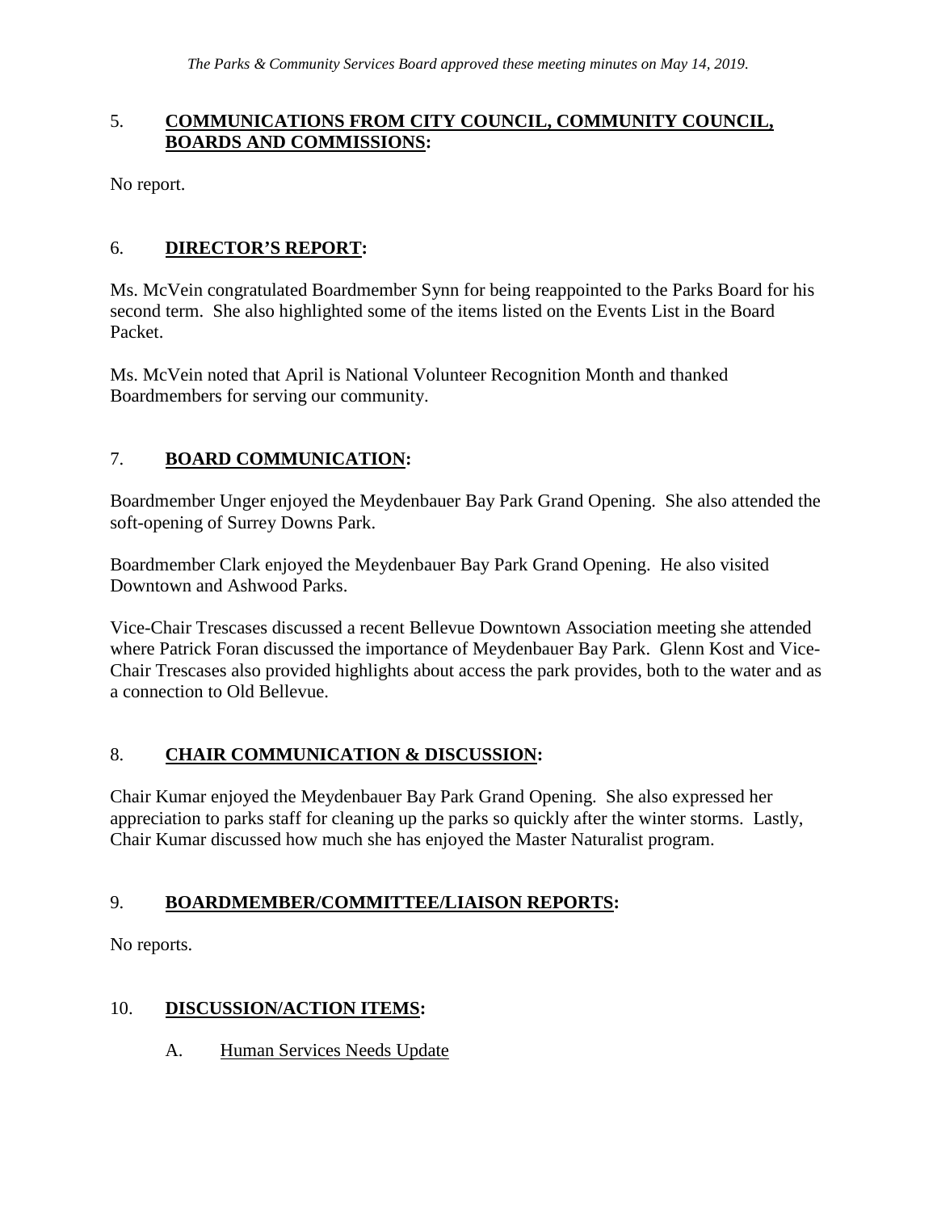*The Parks & Community Services Board approved these meeting minutes on May 14, 2019.*

## 5. COMMUNICATIONS FROM CITY COUNCIL, COMMUNITY COUNCIL, BOARDS AND COMMISSIONS:

No report.

## 6. DIRECTOR'S REPORT:

Ms. McVein congratulated Boardmember Synn for being reappointed to the Parks Board for his second term. She also highlighted some of the items listed on the Events List in the Board Packet.

Ms. McVein noted that April is National Volunteer Recognition Month and thanked Boardmembers for serving our community.

## 7. BOARD COMMUNICATION:

Boardmember Unger enjoyed the Meydenbauer Bay Park Grand Opening. She also attended the soft-opening of Surrey Downs Park.

Boardmember Clark enjoyed the Meydenbauer Bay Park Grand Opening. He also visited Downtown and Ashwood Parks.

Vice-Chair Trescases discussed a recent Bellevue Downtown Association meeting she attended where Patrick Foran discussed the importance of Meydenbauer Bay Park. Glenn Kost and Vice-Chair Trescases also provided highlights about access the park provides, both to the water and as a connection to Old Bellevue.

## 8. CHAIR COMMUNICATION & DISCUSSION:

Chair Kumar enjoyed the Meydenbauer Bay Park Grand Opening. She also expressed her appreciation to parks staff for cleaning up the parks so quickly after the winter storms. Lastly, Chair Kumar discussed how much she has enjoyed the Master Naturalist program.

## 9. BOARDMEMBER/COMMITTEE/LIAISON REPORTS:

No reports.

## 10. DISCUSSION/ACTION ITEMS:

### A. Human Services Needs Update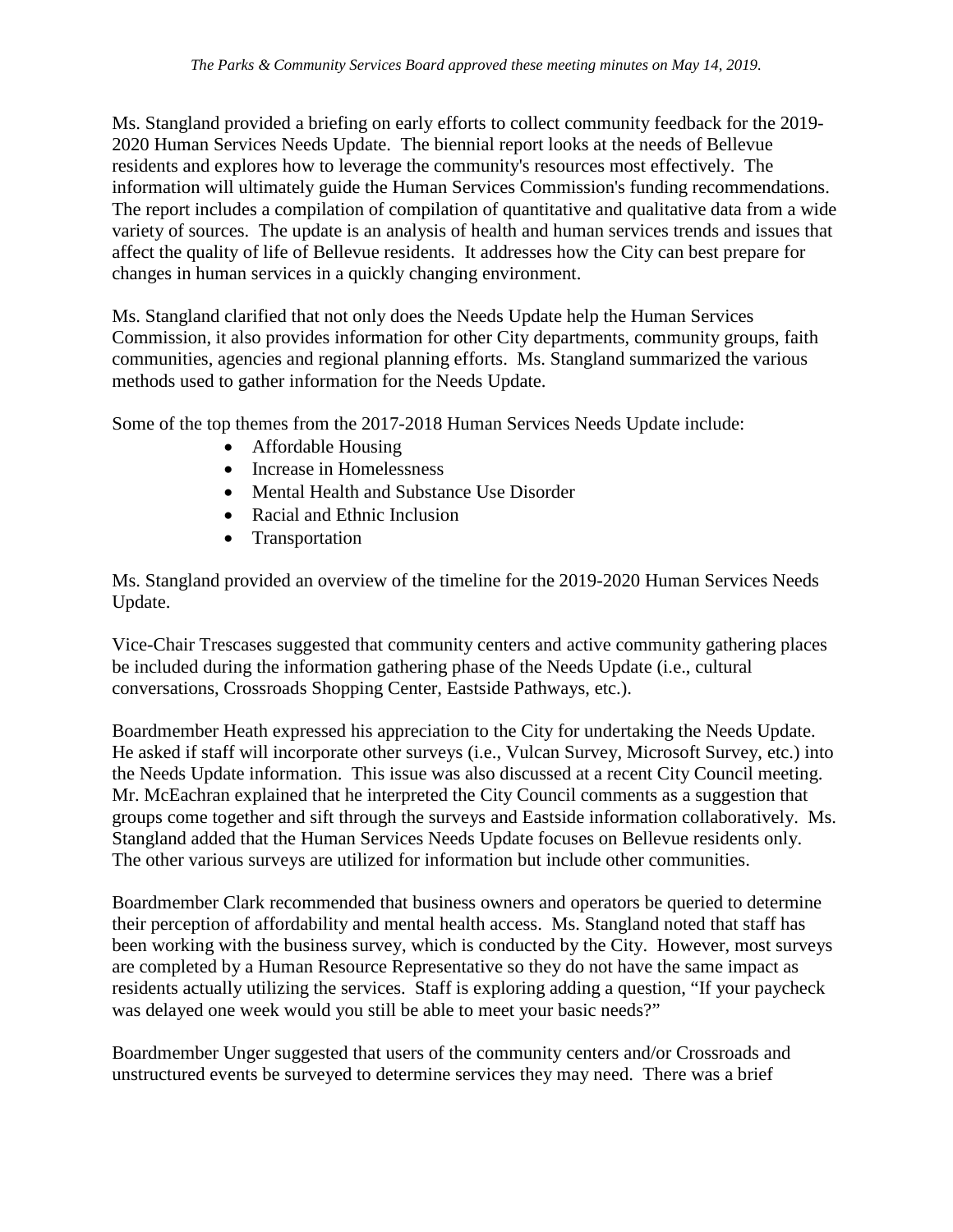Ms. Stangland provided a briefing on early efforts to collect community feedback for the 2019-2020 Human Services Needs Update. The biennial report looks at the needs of Bellevue residents and explores how to leverage the community's resources most effectively. The information will ultimately guide the Human Services Commission's funding recommendations. The report includes a compilation of compilation of quantitative and qualitative data from a wide variety of sources. The update is an analysis of health and human services trends and issues that affect the quality of life of Bellevue residents. It addresses how the City can best prepare for changes in human services in a quickly changing environment.

Ms. Stangland clarified that not only does the Needs Update help the Human Services Commission, it also provides information for other City departments, community groups, faith communities, agencies and regional planning efforts. Ms. Stangland summarized the various methods used to gather information for the Needs Update.

Some of the top themes from the 2017-2018 Human Services Needs Update include:

- Affordable Housing
- Increase in Homelessness
- Mental Health and Substance Use Disorder
- Racial and Ethnic Inclusion
- Transportation

Ms. Stangland provided an overview of the timeline for the 2019-2020 Human Services Needs Update.

Vice-Chair Trescases suggested that community centers and active community gathering places be included during the information gathering phase of the Needs Update (i.e., cultural conversations, Crossroads Shopping Center, Eastside Pathways, etc.).

Boardmember Heath expressed his appreciation to the City for undertaking the Needs Update. He asked if staff will incorporate other surveys (i.e., Vulcan Survey, Microsoft Survey, etc.) into the Needs Update information. This issue was also discussed at a recent City Council meeting. Mr. McEachran explained that he interpreted the City Council comments as a suggestion that groups come together and sift through the surveys and Eastside information collaboratively. Ms. Stangland added that the Human Services Needs Update focuses on Bellevue residents only. The other various surveys are utilized for information but include other communities.

Boardmember Clark recommended that business owners and operators be queried to determine their perception of affordability and mental health access. Ms. Stangland noted that staff has been working with the business survey, which is conducted by the City. However, most surveys are completed by a Human Resource Representative so they do not have the same impact as residents actually utilizing the services. Staff is exploring adding a question, "If your paycheck was delayed one week would you still be able to meet your basic needs?"

Boardmember Unger suggested that users of the community centers and/or Crossroads and unstructured events be surveyed to determine services they may need. There was a brief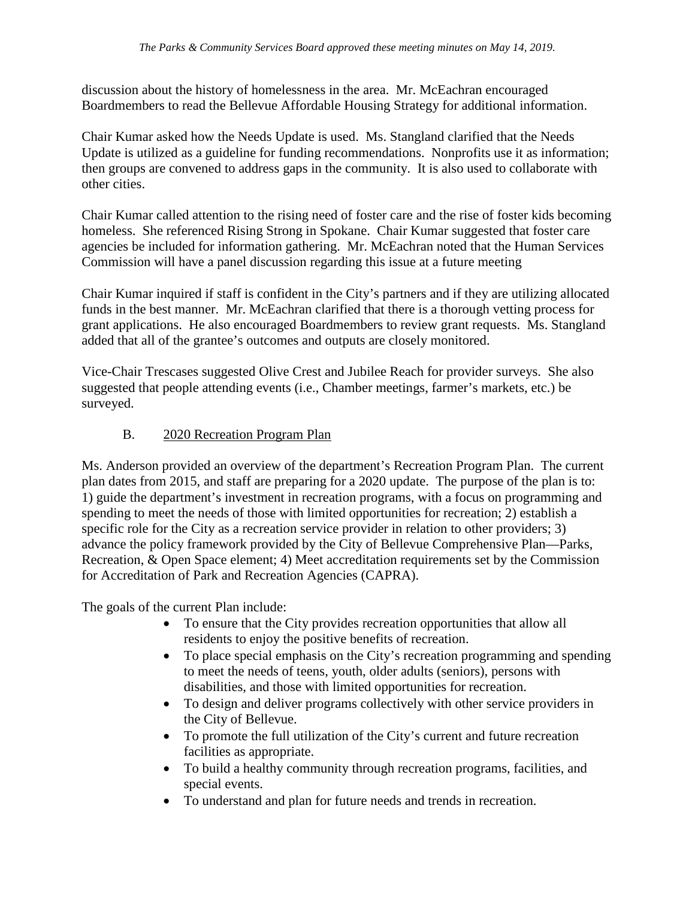discussion about the history of homelessness in the area. Mr. McEachran encouraged Boardmembers to read the Bellevue Affordable Housing Strategy for additional information.

Chair Kumar asked how the Needs Update is used. Ms. Stangland clarified that the Needs Update is utilized as a guideline for funding recommendations. Nonprofits use it as information; then groups are convened to address gaps in the community. It is also used to collaborate with other cities.

Chair Kumar called attention to the rising need of foster care and the rise of foster kids becoming homeless. She referenced Rising Strong in Spokane. Chair Kumar suggested that foster care agencies be included for information gathering. Mr. McEachran noted that the Human Services Commission will have a panel discussion regarding this issue at a future meeting

Chair Kumar inquired if staff is confident in the City's partners and if they are utilizing allocated funds in the best manner. Mr. McEachran clarified that there is a thorough vetting process for grant applications. He also encouraged Boardmembers to review grant requests. Ms. Stangland added that all of the grantee's outcomes and outputs are closely monitored.

Vice-Chair Trescases suggested Olive Crest and Jubilee Reach for provider surveys. She also suggested that people attending events (i.e., Chamber meetings, farmer's markets, etc.) be surveyed.

B. 2020 Recreation Program Plan

Ms. Anderson provided an overview of the department's Recreation Program Plan. The current plan dates from 2015, and staff are preparing for a 2020 update. The purpose of the plan is to: 1) guide the department's investment in recreation programs, with a focus on programming and spending to meet the needs of those with limited opportunities for recreation; 2) establish a specific role for the City as a recreation service provider in relation to other providers; 3) advance the policy framework provided by the City of Bellevue Comprehensive Plan—Parks, Recreation, & Open Space element; 4) Meet accreditation requirements set by the Commission for Accreditation of Park and Recreation Agencies (CAPRA).

The goals of the current Plan include:

- To ensure that the City provides recreation opportunities that allow all residents to enjoy the positive benefits of recreation.
- To place special emphasis on the City's recreation programming and spending to meet the needs of teens, youth, older adults (seniors), persons with disabilities, and those with limited opportunities for recreation.
- To design and deliver programs collectively with other service providers in the City of Bellevue.
- To promote the full utilization of the City's current and future recreation facilities as appropriate.
- To build a healthy community through recreation programs, facilities, and special events.
- To understand and plan for future needs and trends in recreation.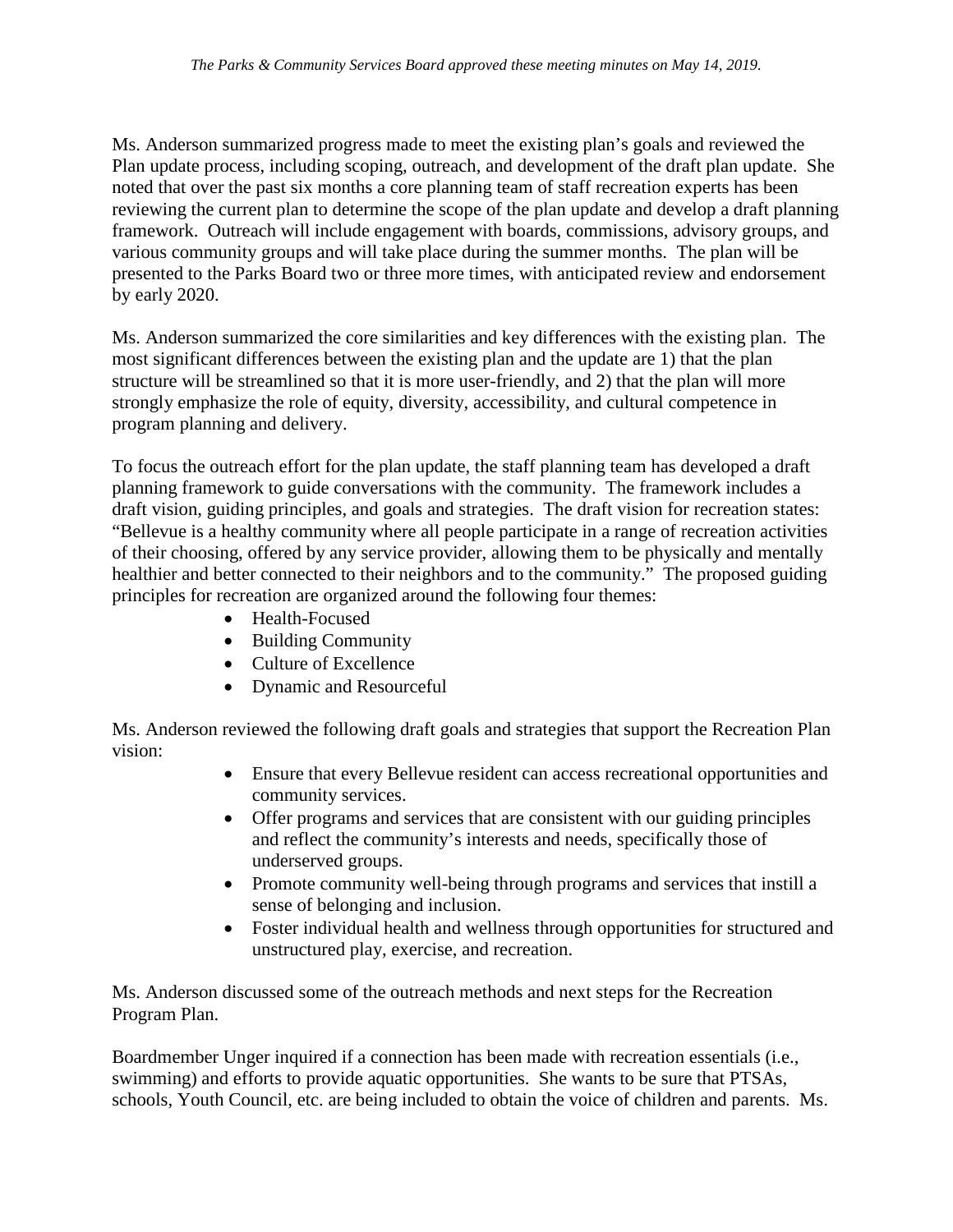Ms. Anderson summarized progress made to meet the existing plan's goals and reviewed the Plan update process, including scoping, outreach, and development of the draft plan update. She noted that over the past six months a core planning team of staff recreation experts has been reviewing the current plan to determine the scope of the plan update and develop a draft planning framework. Outreach will include engagement with boards, commissions, advisory groups, and various community groups and will take place during the summer months. The plan will be presented to the Parks Board two or three more times, with anticipated review and endorsement by early 2020.

Ms. Anderson summarized the core similarities and key differences with the existing plan. The most significant differences between the existing plan and the update are 1) that the plan structure will be streamlined so that it is more user-friendly, and 2) that the plan will more strongly emphasize the role of equity, diversity, accessibility, and cultural competence in program planning and delivery.

To focus the outreach effort for the plan update, the staff planning team has developed a draft planning framework to guide conversations with the community. The framework includes a draft vision, guiding principles, and goals and strategies. The draft vision for recreation states: "Bellevue is a healthy community where all people participate in a range of recreation activities of their choosing, offered by any service provider, allowing them to be physically and mentally healthier and better connected to their neighbors and to the community." The proposed guiding principles for recreation are organized around the following four themes:

- Health-Focused
- Building Community
- Culture of Excellence
- Dynamic and Resourceful

Ms. Anderson reviewed the following draft goals and strategies that support the Recreation Plan vision:

- Ensure that every Bellevue resident can access recreational opportunities and community services.
- Offer programs and services that are consistent with our guiding principles and reflect the community's interests and needs, specifically those of underserved groups.
- Promote community well-being through programs and services that instill a sense of belonging and inclusion.
- Foster individual health and wellness through opportunities for structured and unstructured play, exercise, and recreation.

Ms. Anderson discussed some of the outreach methods and next steps for the Recreation Program Plan.

Boardmember Unger inquired if a connection has been made with recreation essentials (i.e., swimming) and efforts to provide aquatic opportunities. She wants to be sure that PTSAs, schools, Youth Council, etc. are being included to obtain the voice of children and parents. Ms.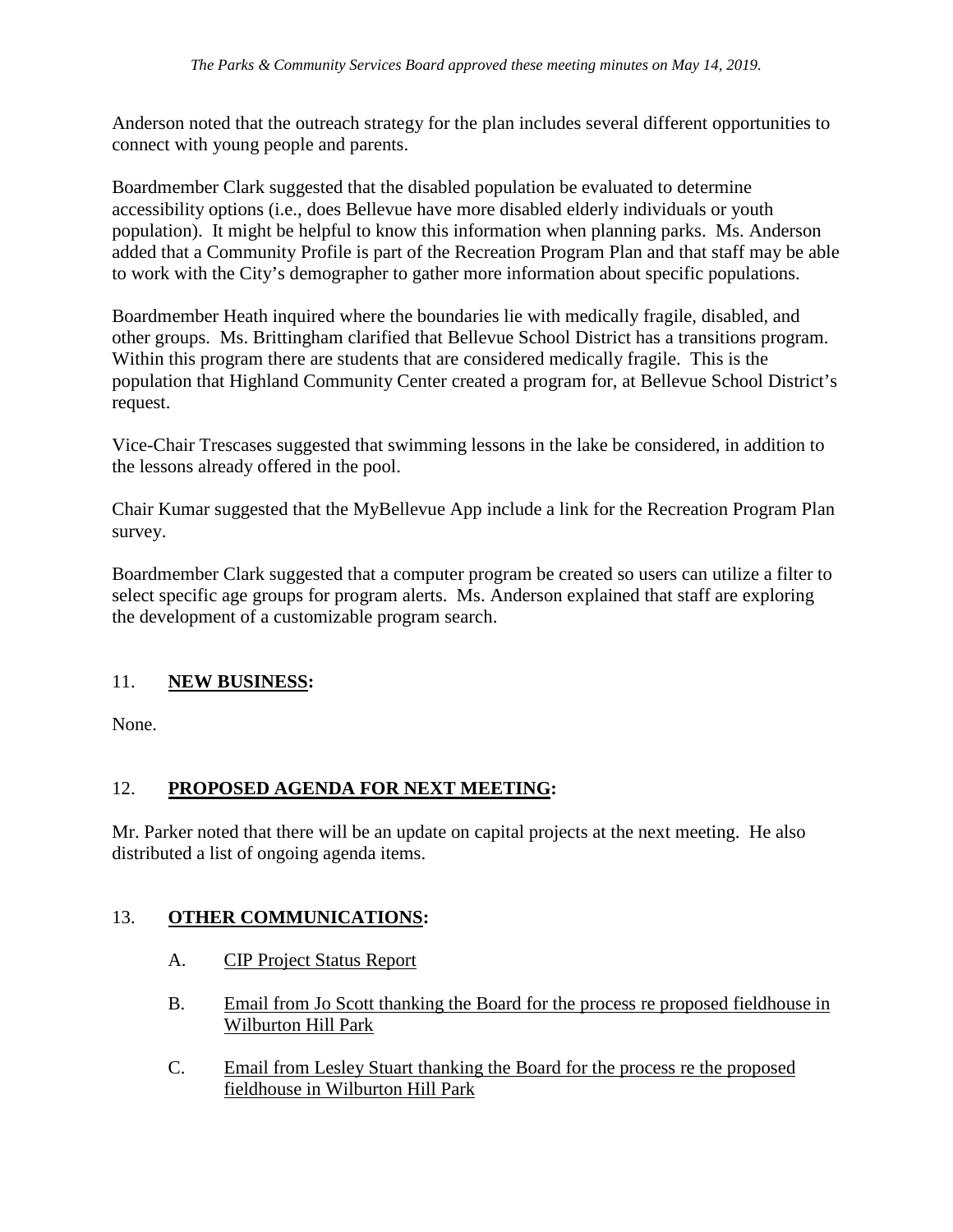Anderson noted that the outreach strategy for the plan includes several different opportunities to connect with young people and parents.

Boardmember Clark suggested that the disabled population be evaluated to determine accessibility options (i.e., does Bellevue have more disabled elderly individuals or youth population). It might be helpful to know this information when planning parks. Ms. Anderson added that a Community Profile is part of the Recreation Program Plan and that staff may be able to work with the City's demographer to gather more information about specific populations.

Boardmember Heath inquired where the boundaries lie with medically fragile, disabled, and other groups. Ms. Brittingham clarified that Bellevue School District has a transitions program. Within this program there are students that are considered medically fragile. This is the population that Highland Community Center created a program for, at Bellevue School District's request.

Vice-Chair Trescases suggested that swimming lessons in the lake be considered, in addition to the lessons already offered in the pool.

Chair Kumar suggested that the MyBellevue App include a link for the Recreation Program Plan survey.

Boardmember Clark suggested that a computer program be created so users can utilize a filter to select specific age groups for program alerts. Ms. Anderson explained that staff are exploring the development of a customizable program search.

## 11. **NEW BUSINESS:**

None.

## 12. **PROPOSED AGENDA FOR NEXT MEETING:**

Mr. Parker noted that there will be an update on capital projects at the next meeting. He also distributed a list of ongoing agenda items.

## 13. **OTHER COMMUNICATIONS:**

A. CIP Project Status Report

B. Email from Jo Scott thanking the Board for the process re proposed fieldhouse in Wilburton Hill Park

C. Email from Lesley Stuart thanking the Board for the process re the proposed fieldhouse in Wilburton Hill Park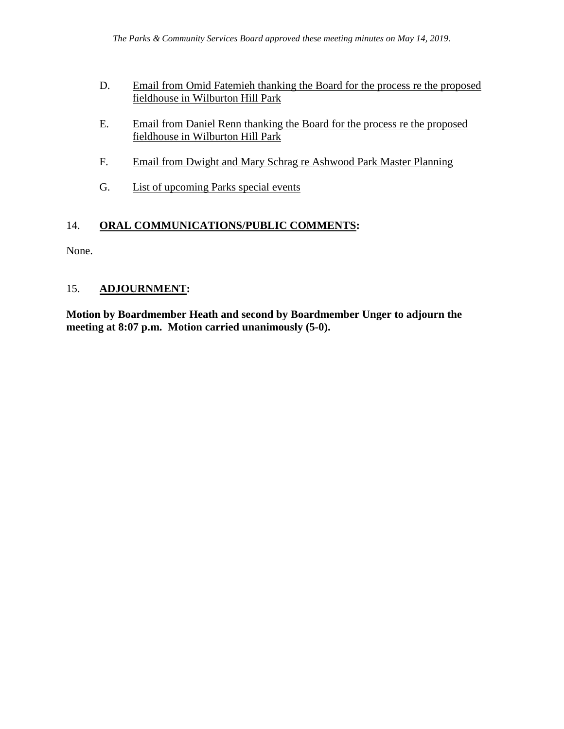*The Parks & Community Services Board approved these meeting minutes on May 14, 2019.*

D. Email from Omid Fatemieh thanking the Board for the process re the proposed fieldhouse in Wilburton Hill Park

E. Email from Daniel Renn thanking the Board for the process re the proposed fieldhouse in Wilburton Hill Park

F. Email from Dwight and Mary Schrag re Ashwood Park Master Planning

G. List of upcoming Parks special events

## 14. ORAL COMMUNICATIONS/PUBLIC COMMENTS:

None.

## 15. ADJOURNMENT:

**Motion by Boardmember Heath and second by Boardmember Unger to adjourn the meeting at 8:07 p.m. Motion carried unanimously (5-0).**